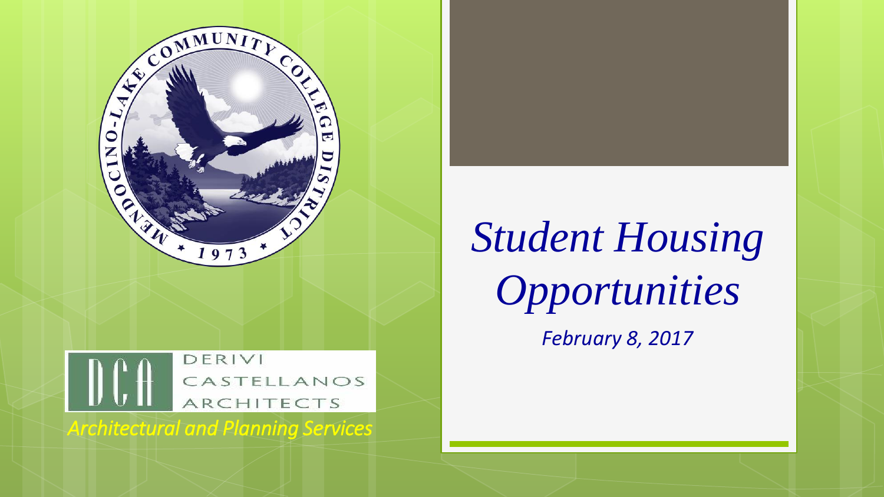# *Student Housing Opportunities*

*February 8, 2017*

MENDOCINO-LAKE COMMUNITY COLLEGE DISTRICT

1973

DERIVI CASTELLANOS ARCHITECTS

*Architectural and Planning Services*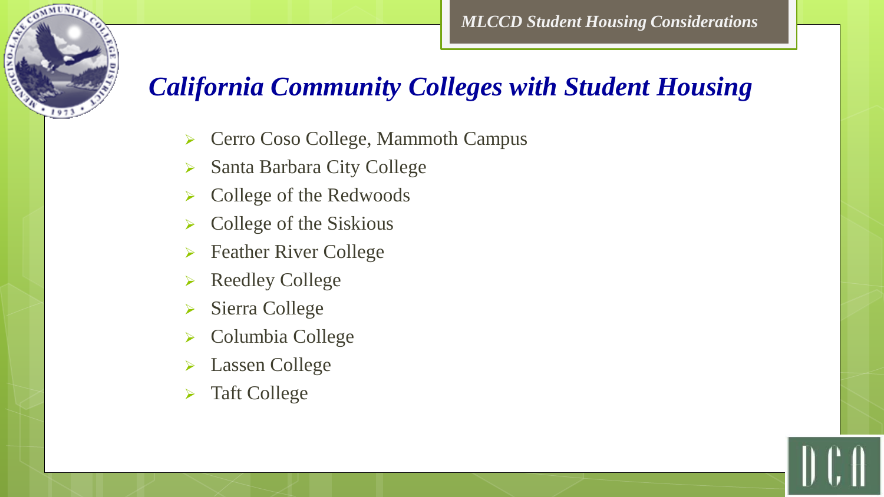# California Community Colleges with Student Housing

- Cerro Coso College, Mammoth Campus
- Santa Barbara City College
- College of the Redwoods
- College of the Siskious
- Feather River College
- Reedley College
- Sierra College
- Columbia College
- Lassen College
- Taft College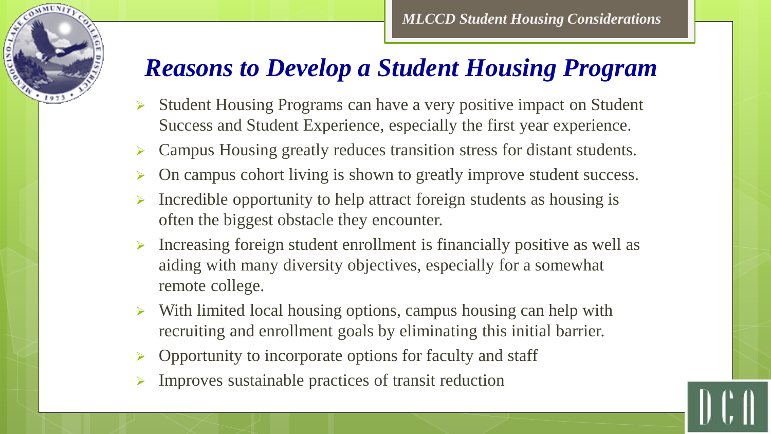# *Reasons to Develop a Student Housing Program*

- Student Housing Programs can have a very positive impact on Student Success and Student Experience, especially the first year experience.
- Campus Housing greatly reduces transition stress for distant students.
- On campus cohort living is shown to greatly improve student success.
- Incredible opportunity to help attract foreign students as housing is often the biggest obstacle they encounter.
- Increasing foreign student enrollment is financially positive as well as aiding with many diversity objectives, especially for a somewhat remote college.
- With limited local housing options, campus housing can help with recruiting and enrollment goals by eliminating this initial barrier.
- Opportunity to incorporate options for faculty and staff
- Improves sustainable practices of transit reduction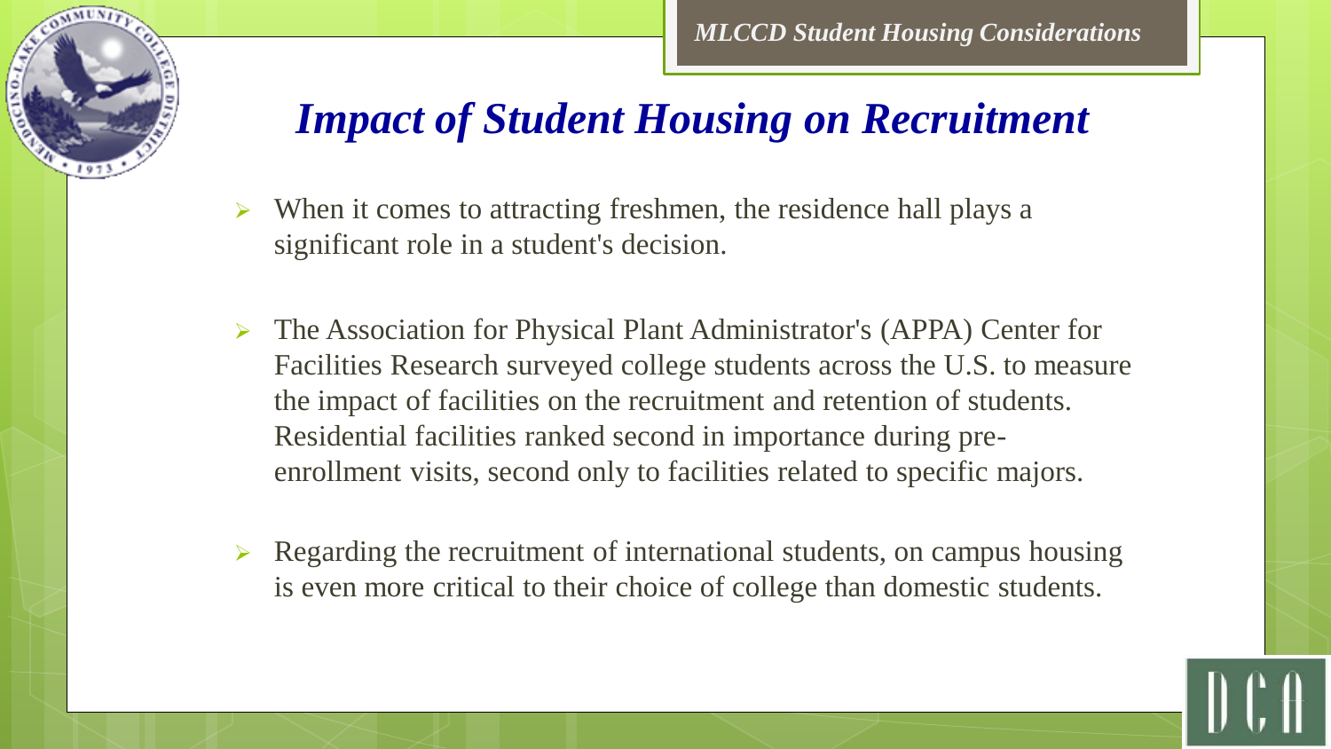# *Impact of Student Housing on Recruitment*

- When it comes to attracting freshmen, the residence hall plays a significant role in a student's decision.
- The Association for Physical Plant Administrator's (APPA) Center for Facilities Research surveyed college students across the U.S. to measure the impact of facilities on the recruitment and retention of students. Residential facilities ranked second in importance during pre-enrollment visits, second only to facilities related to specific majors.
- Regarding the recruitment of international students, on campus housing is even more critical to their choice of college than domestic students.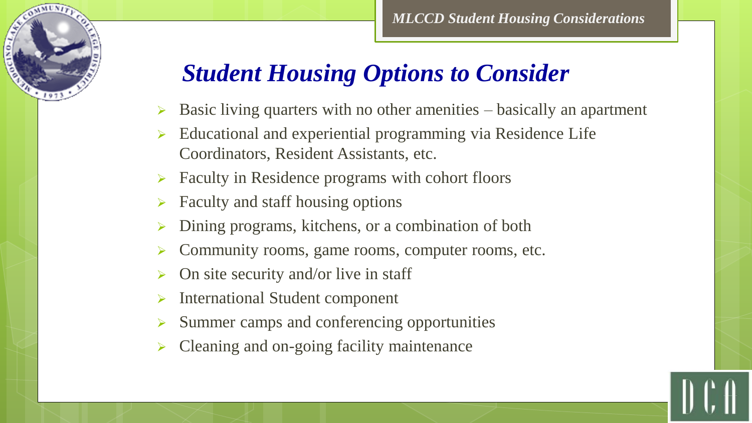## *Student Housing Options to Consider*

- Basic living quarters with no other amenities – basically an apartment
- Educational and experiential programming via Residence Life Coordinators, Resident Assistants, etc.
- Faculty in Residence programs with cohort floors
- Faculty and staff housing options
- Dining programs, kitchens, or a combination of both
- Community rooms, game rooms, computer rooms, etc.
- On site security and/or live in staff
- International Student component
- Summer camps and conferencing opportunities
- Cleaning and on-going facility maintenance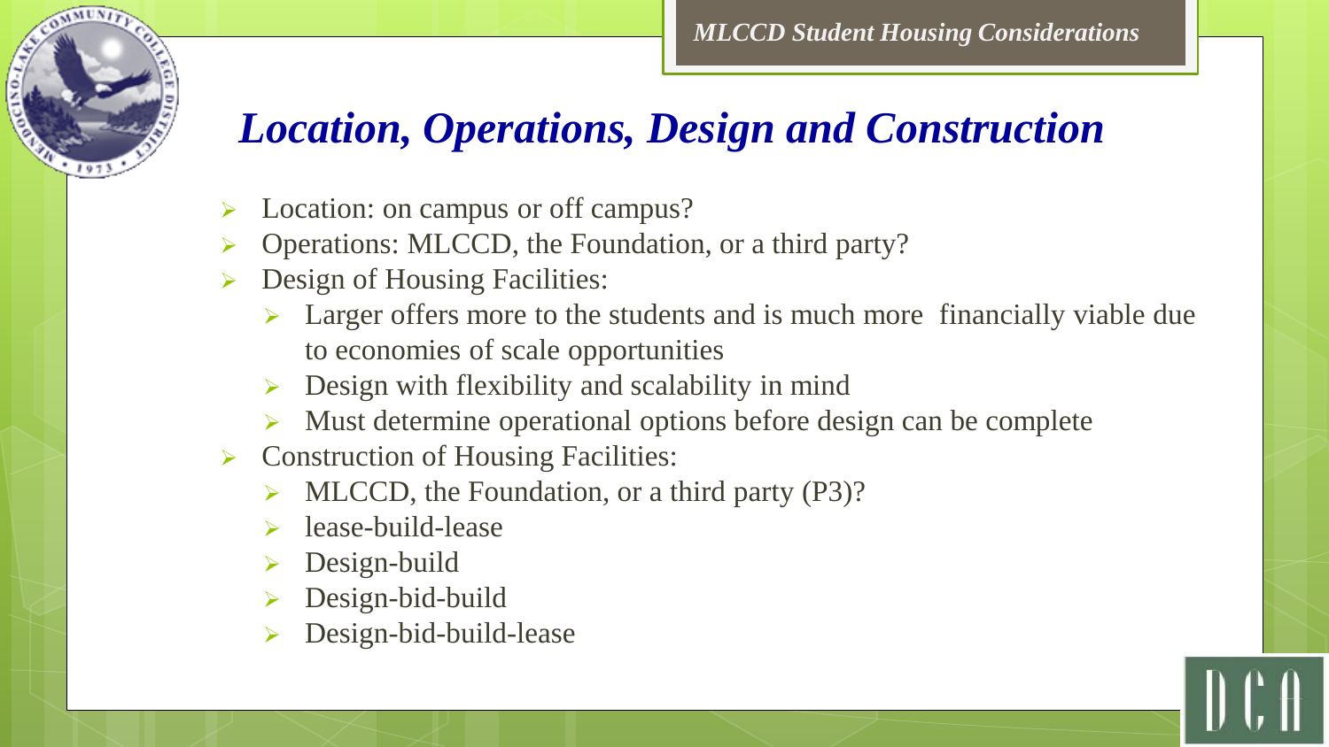# Location, Operations, Design and Construction

- Location: on campus or off campus?
- Operations: MLCCD, the Foundation, or a third party?
- Design of Housing Facilities:
  - Larger offers more to the students and is much more financially viable due to economies of scale opportunities
  - Design with flexibility and scalability in mind
  - Must determine operational options before design can be complete
- Construction of Housing Facilities:
  - MLCCD, the Foundation, or a third party (P3)?
  - lease-build-lease
  - Design-build
  - Design-bid-build
  - Design-bid-build-lease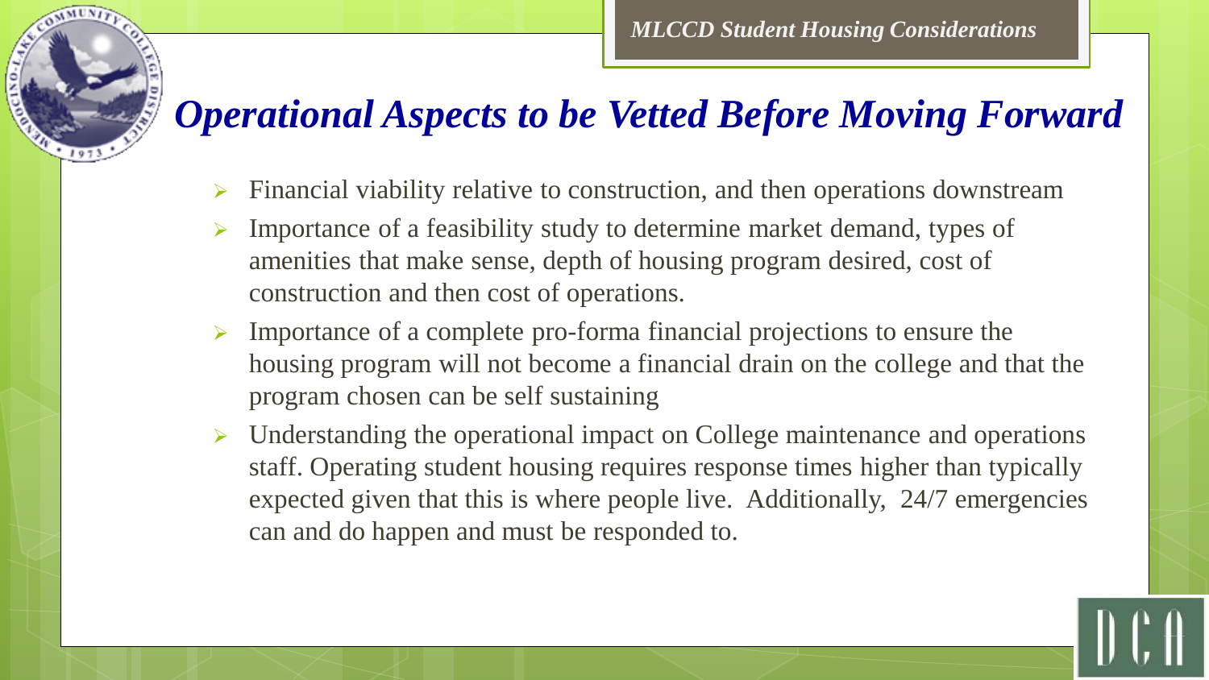# *Operational Aspects to be Vetted Before Moving Forward*

- Financial viability relative to construction, and then operations downstream
- Importance of a feasibility study to determine market demand, types of amenities that make sense, depth of housing program desired, cost of construction and then cost of operations.
- Importance of a complete pro-forma financial projections to ensure the housing program will not become a financial drain on the college and that the program chosen can be self sustaining
- Understanding the operational impact on College maintenance and operations staff. Operating student housing requires response times higher than typically expected given that this is where people live. Additionally, 24/7 emergencies can and do happen and must be responded to.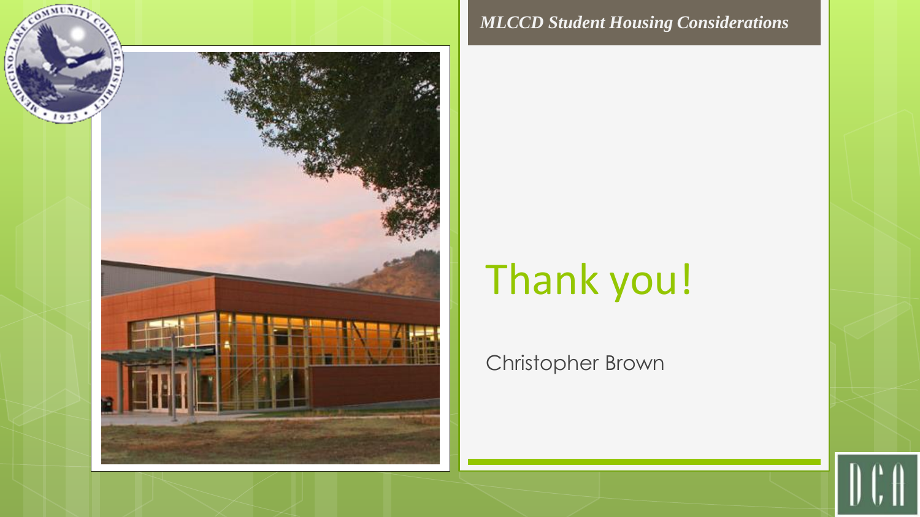*MLCCD Student Housing Considerations*

# Thank you!

Christopher Brown